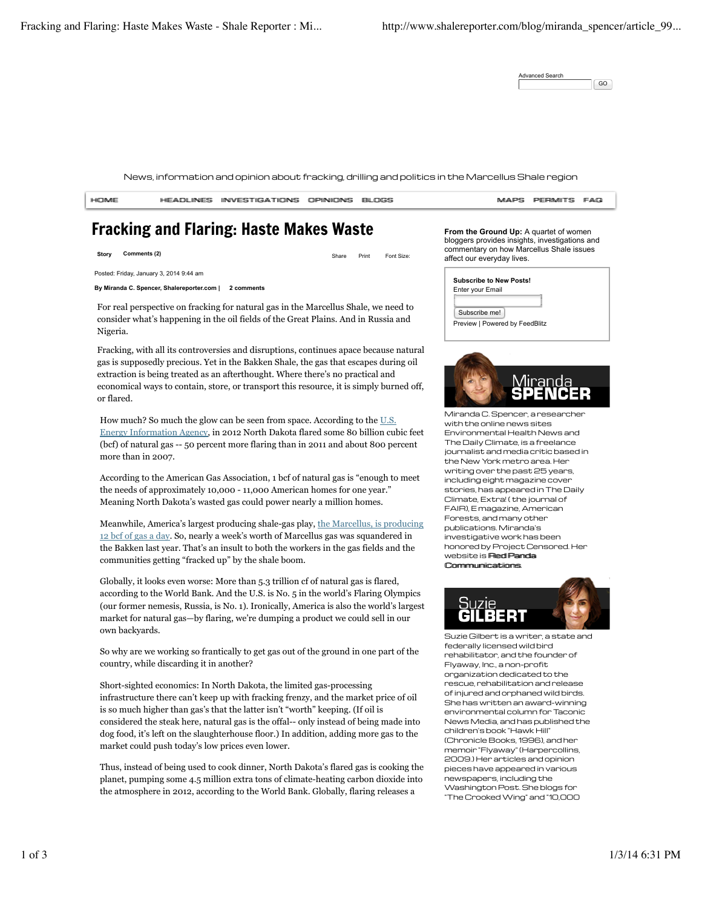Advanced Search

News, information and opinion about fracking, drilling and politics in the Marcellus Shale region

HOME HEADLINES INVESTIGATIONS OPINIONS BLOGS MAPS PERMITS FAQ

# Fracking and Flaring: Haste Makes Waste

Story Comments (2) Share Print Font Size:

Posted: Friday, January 3, 2014 9:44 am

**By Miranda C. Spencer, Shalereporter.com | 2 comments**

For real perspective on fracking for natural gas in the Marcellus Shale, we need to consider what's happening in the oil fields of the Great Plains. And in Russia and Nigeria.

Fracking, with all its controversies and disruptions, continues apace because natural gas is supposedly precious. Yet in the Bakken Shale, the gas that escapes during oil extraction is being treated as an afterthought. Where there's no practical and economical ways to contain, store, or transport this resource, it is simply burned off, or flared.

How much? So much the glow can be seen from space. According to the U.S. Energy Information Agency, in 2012 North Dakota flared some 80 billion cubic feet (bcf) of natural gas -- 50 percent more flaring than in 2011 and about 800 percent more than in 2007.

According to the American Gas Association, 1 bcf of natural gas is "enough to meet the needs of approximately 10,000 - 11,000 American homes for one year." Meaning North Dakota's wasted gas could power nearly a million homes.

Meanwhile, America's largest producing shale-gas play, the Marcellus, is producing 12 bcf of gas a day. So, nearly a week's worth of Marcellus gas was squandered in the Bakken last year. That's an insult to both the workers in the gas fields and the communities getting "fracked up" by the shale boom.

Globally, it looks even worse: More than 5.3 trillion cf of natural gas is flared, according to the World Bank. And the U.S. is No. 5 in the world's Flaring Olympics (our former nemesis, Russia, is No. 1). Ironically, America is also the world's largest market for natural gas—by flaring, we're dumping a product we could sell in our own backyards.

So why are we working so frantically to get gas out of the ground in one part of the country, while discarding it in another?

Short-sighted economics: In North Dakota, the limited gas-processing infrastructure there can't keep up with fracking frenzy, and the market price of oil is so much higher than gas's that the latter isn't "worth" keeping. (If oil is considered the steak here, natural gas is the offal-- only instead of being made into dog food, it's left on the slaughterhouse floor.) In addition, adding more gas to the market could push today's low prices even lower.

Thus, instead of being used to cook dinner, North Dakota's flared gas is cooking the planet, pumping some 4.5 million extra tons of climate-heating carbon dioxide into the atmosphere in 2012, according to the World Bank. Globally, flaring releases a

---

**From the Ground Up:** A quartet of women bloggers provides insights, investigations and commentary on how Marcellus Shale issues affect our everyday lives.

**Subscribe to New Posts!**
Enter your Email

Subscribe me!

Preview | Powered by FeedBlitz

**Miranda SPENCER**

Miranda C. Spencer, a researcher with the online news sites Environmental Health News and The Daily Climate, is a freelance journalist and media critic based in the New York metro area. Her writing over the past 25 years, including eight magazine cover stories, has appeared in The Daily Climate, Extra! (the journal of FAIR), E magazine, American Forests, and many other publications. Miranda's investigative work has been honored by Project Censored. Her website is Red Panda Communications.

**Suzie GILBERT**

Suzie Gilbert is a writer, a state and federally licensed wild bird rehabilitator, and the founder of Flyaway, Inc., a non-profit organization dedicated to the rescue, rehabilitation and release of injured and orphaned wild birds. She has written an award-winning environmental column for Taconic News Media, and has published the children's book "Hawk Hill" (Chronicle Books, 1996), and her memoir "Flyaway" (Harpercollins, 2009.) Her articles and opinion pieces have appeared in various newspapers, including the Washington Post. She blogs for "The Crooked Wing" and "10,000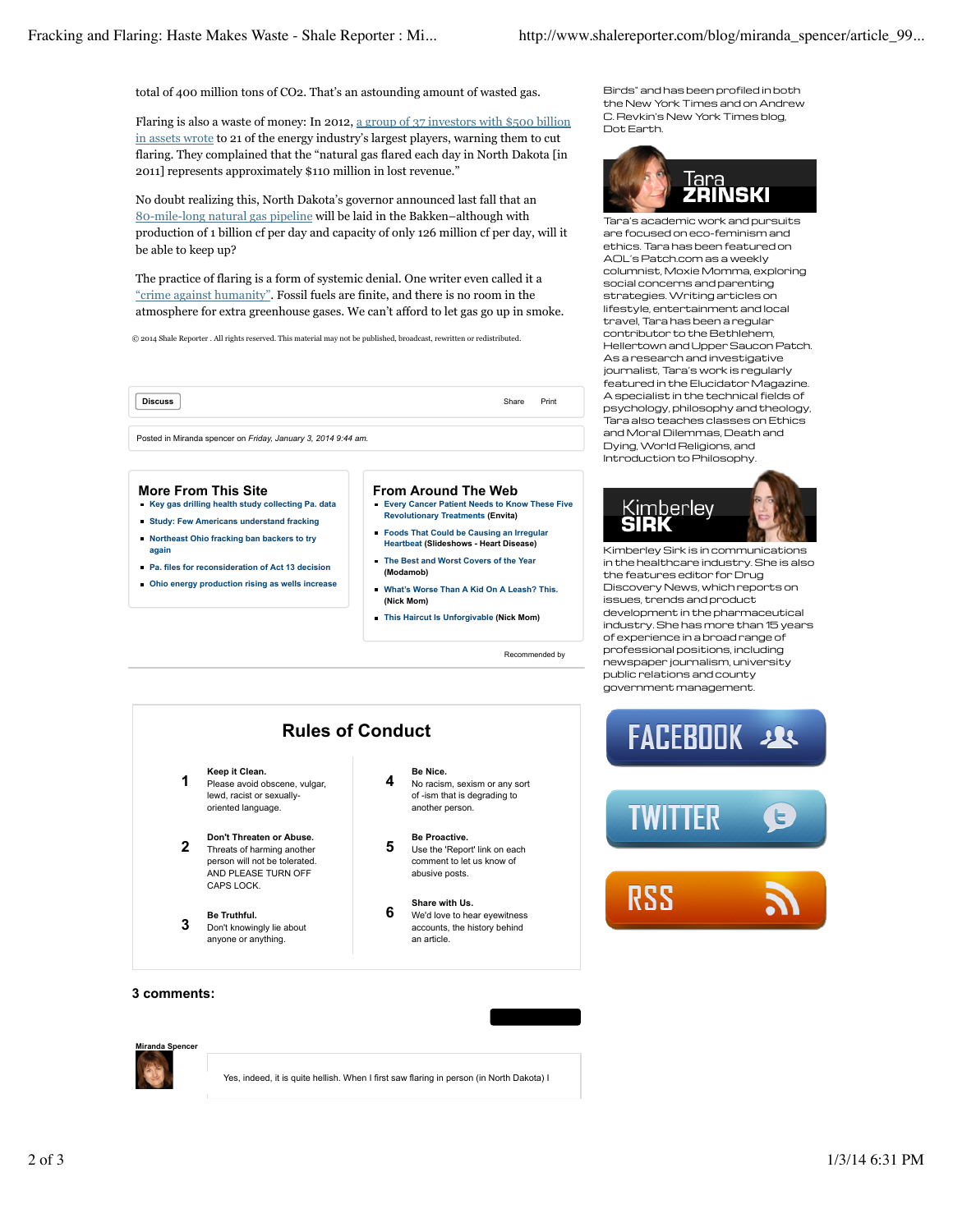total of 400 million tons of $CO_2$. That's an astounding amount of wasted gas.

Flaring is also a waste of money: In 2012, a group of 37 investors with $500 billion in assets wrote to 21 of the energy industry's largest players, warning them to cut flaring. They complained that the "natural gas flared each day in North Dakota [in 2011] represents approximately $110 million in lost revenue."

No doubt realizing this, North Dakota's governor announced last fall that an 80-mile-long natural gas pipeline will be laid in the Bakken–although with production of 1 billion cf per day and capacity of only 126 million cf per day, will it be able to keep up?

The practice of flaring is a form of systemic denial. One writer even called it a "crime against humanity". Fossil fuels are finite, and there is no room in the atmosphere for extra greenhouse gases. We can't afford to let gas go up in smoke.

© 2014 Shale Reporter . All rights reserved. This material may not be published, broadcast, rewritten or redistributed.

Discuss | Share | Print

Posted in Miranda spencer on *Friday, January 3, 2014 9:44 am.*

## More From This Site

- Key gas drilling health study collecting Pa. data
- Study: Few Americans understand fracking
- Northeast Ohio fracking ban backers to try again
- Pa. files for reconsideration of Act 13 decision
- Ohio energy production rising as wells increase

## From Around The Web

- Every Cancer Patient Needs to Know These Five Revolutionary Treatments **(Envita)**
- Foods That Could be Causing an Irregular Heartbeat **(Slideshows - Heart Disease)**
- The Best and Worst Covers of the Year **(Modamob)**
- What's Worse Than A Kid On A Leash? This. **(Nick Mom)**
- This Haircut Is Unforgivable **(Nick Mom)**

Recommended by

## Rules of Conduct

1. **Keep it Clean.** Please avoid obscene, vulgar, lewd, racist or sexually-oriented language.
2. **Don't Threaten or Abuse.** Threats of harming another person will not be tolerated. AND PLEASE TURN OFF CAPS LOCK.
3. **Be Truthful.** Don't knowingly lie about anyone or anything.
4. **Be Nice.** No racism, sexism or any sort of -ism that is degrading to another person.
5. **Be Proactive.** Use the 'Report' link on each comment to let us know of abusive posts.
6. **Share with Us.** We'd love to hear eyewitness accounts, the history behind an article.

**3 comments:**

**Miranda Spencer**

Yes, indeed, it is quite hellish. When I first saw flaring in person (in North Dakota) I

Birds" and has been profiled in both the New York Times and on Andrew C. Revkin's New York Times blog, Dot Earth.

**Tara ZRINSKI**

Tara's academic work and pursuits are focused on eco-feminism and ethics. Tara has been featured on AOL's Patch.com as a weekly columnist, Moxie Momma, exploring social concerns and parenting strategies. Writing articles on lifestyle, entertainment and local travel, Tara has been a regular contributor to the Bethlehem, Hellertown and Upper Saucon Patch. As a research and investigative journalist, Tara's work is regularly featured in the Elucidator Magazine. A specialist in the technical fields of psychology, philosophy and theology, Tara also teaches classes on Ethics and Moral Dilemmas, Death and Dying, World Religions, and Introduction to Philosophy.

**Kimberley SIRK**

Kimberley Sirk is in communications in the healthcare industry. She is also the features editor for Drug Discovery News, which reports on issues, trends and product development in the pharmaceutical industry. She has more than 15 years of experience in a broad range of professional positions, including newspaper journalism, university public relations and county government management.

FACEBOOK

TWITTER

RSS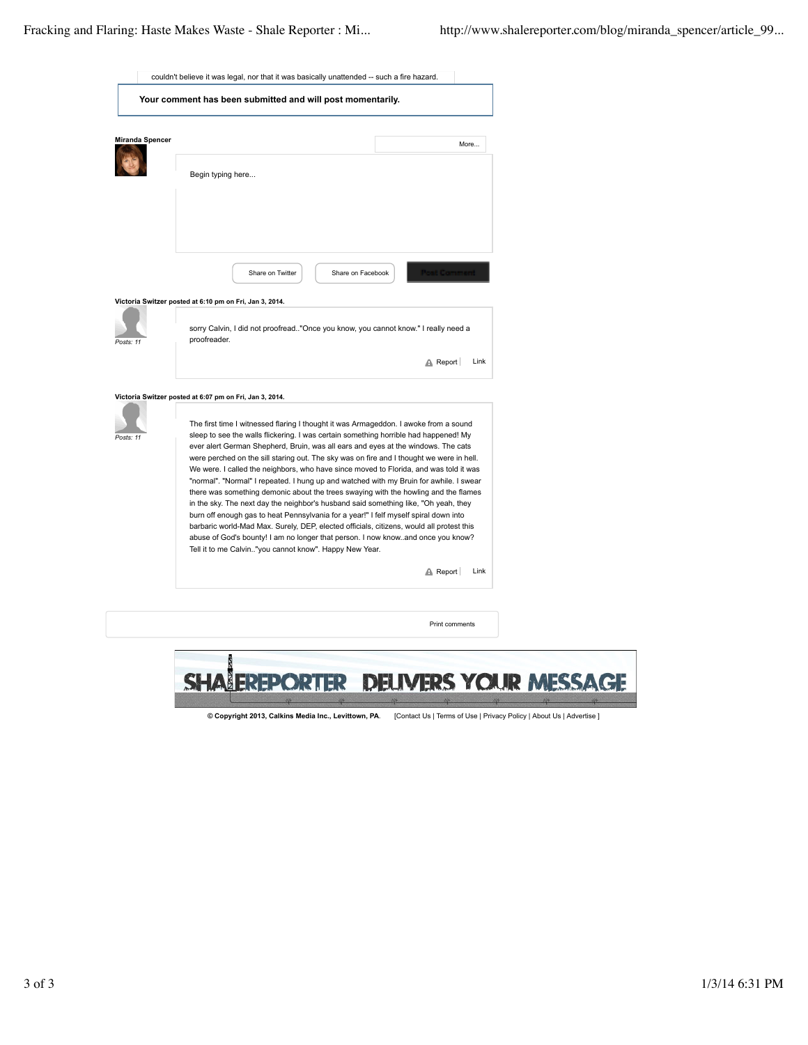couldn't believe it was legal, nor that it was basically unattended -- such a fire hazard.

**Your comment has been submitted and will post momentarily.**

**Miranda Spencer**

More...

Begin typing here...

Share on Twitter | Share on Facebook | Post Comment

**Victoria Switzer posted at 6:10 pm on Fri, Jan 3, 2014.**

*Posts: 11*

sorry Calvin, I did not proofread.."Once you know, you cannot know." I really need a proofreader.

Report | Link

**Victoria Switzer posted at 6:07 pm on Fri, Jan 3, 2014.**

*Posts: 11*

The first time I witnessed flaring I thought it was Armageddon. I awoke from a sound sleep to see the walls flickering. I was certain something horrible had happened! My ever alert German Shepherd, Bruin, was all ears and eyes at the windows. The cats were perched on the sill staring out. The sky was on fire and I thought we were in hell. We were. I called the neighbors, who have since moved to Florida, and was told it was "normal". "Normal" I repeated. I hung up and watched with my Bruin for awhile. I swear there was something demonic about the trees swaying with the howling and the flames in the sky. The next day the neighbor's husband said something like, "Oh yeah, they burn off enough gas to heat Pennsylvania for a year!" I felf myself spiral down into barbaric world-Mad Max. Surely, DEP, elected officials, citizens, would all protest this abuse of God's bounty! I am no longer that person. I now know..and once you know? Tell it to me Calvin.."you cannot know". Happy New Year.

Report | Link

Print comments

SHALEREPORTER DELIVERS YOUR MESSAGE

**© Copyright 2013, Calkins Media Inc., Levittown, PA.** [Contact Us | Terms of Use | Privacy Policy | About Us | Advertise ]